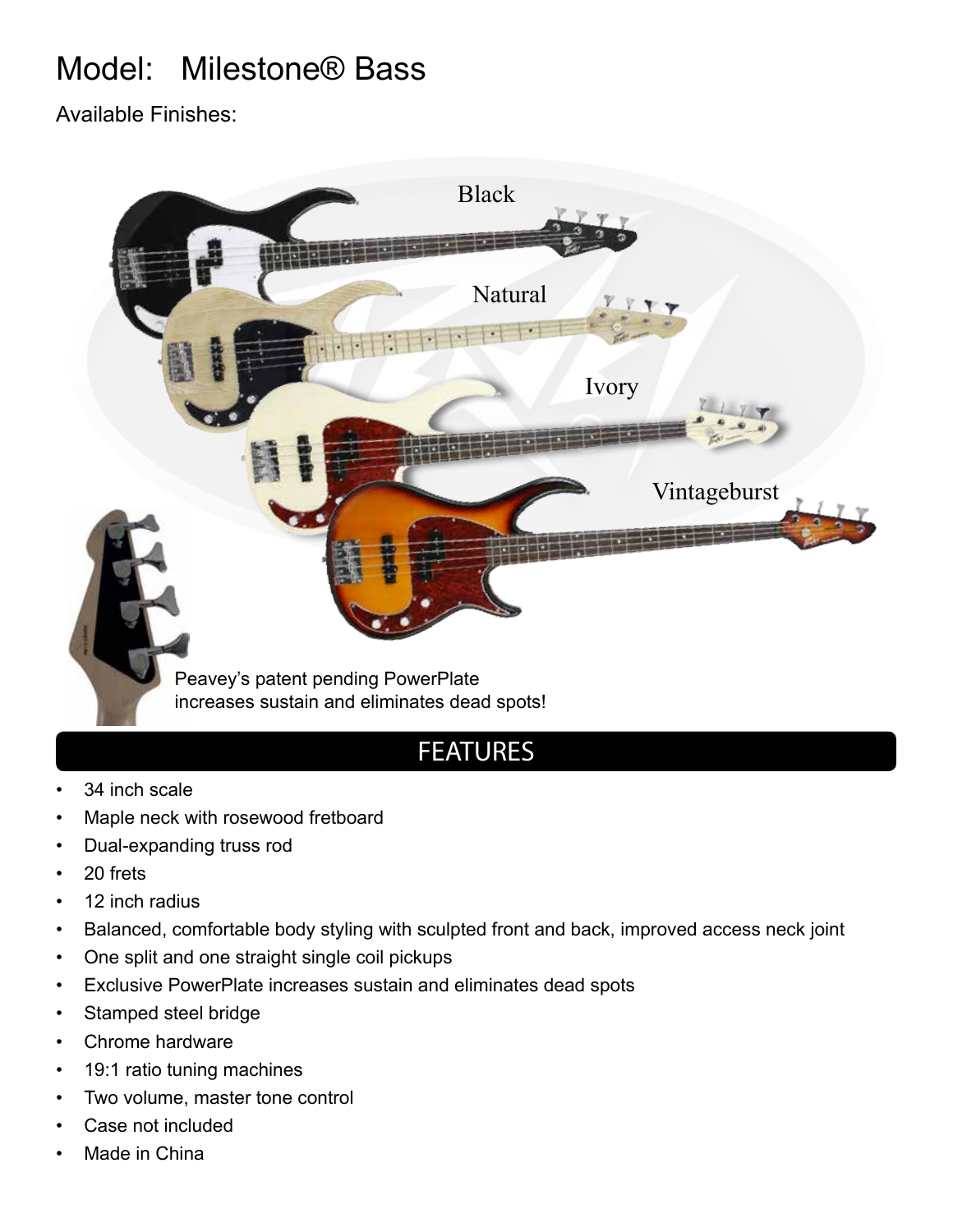# Model: Milestone® Bass

Available Finishes:

Black

Natural

Ivory

Vintageburst

Peavey's patent pending PowerPlate increases sustain and eliminates dead spots!

## FEATURES

- 34 inch scale
- Maple neck with rosewood fretboard
- Dual-expanding truss rod
- 20 frets
- 12 inch radius
- Balanced, comfortable body styling with sculpted front and back, improved access neck joint
- One split and one straight single coil pickups
- Exclusive PowerPlate increases sustain and eliminates dead spots
- Stamped steel bridge
- Chrome hardware
- 19:1 ratio tuning machines
- Two volume, master tone control
- Case not included
- Made in China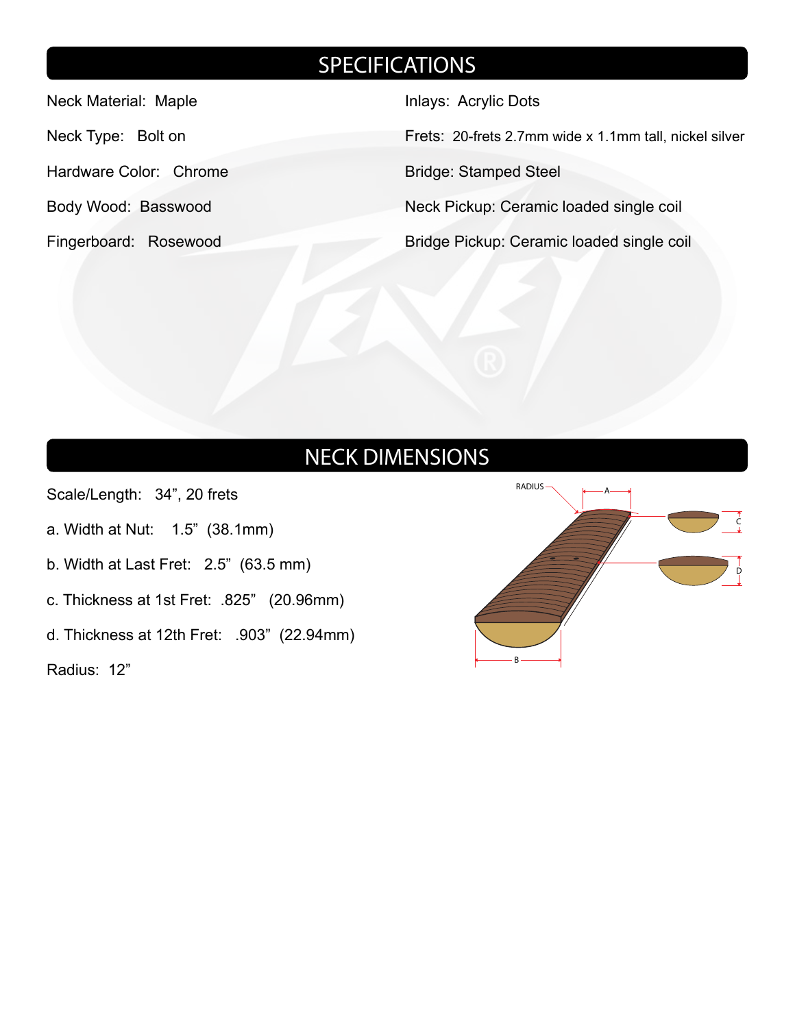## SPECIFICATIONS

Neck Material: Maple

Neck Type: Bolt on

Hardware Color: Chrome

Body Wood: Basswood

Fingerboard: Rosewood

Inlays: Acrylic Dots

Frets: 20-frets 2.7mm wide x 1.1mm tall, nickel silver

Bridge: Stamped Steel

Neck Pickup: Ceramic loaded single coil

Bridge Pickup: Ceramic loaded single coil

## NECK DIMENSIONS

Scale/Length: 34", 20 frets

a. Width at Nut: 1.5" (38.1mm)

b. Width at Last Fret: 2.5" (63.5 mm)

c. Thickness at 1st Fret: .825" (20.96mm)

d. Thickness at 12th Fret: .903" (22.94mm)

Radius: 12"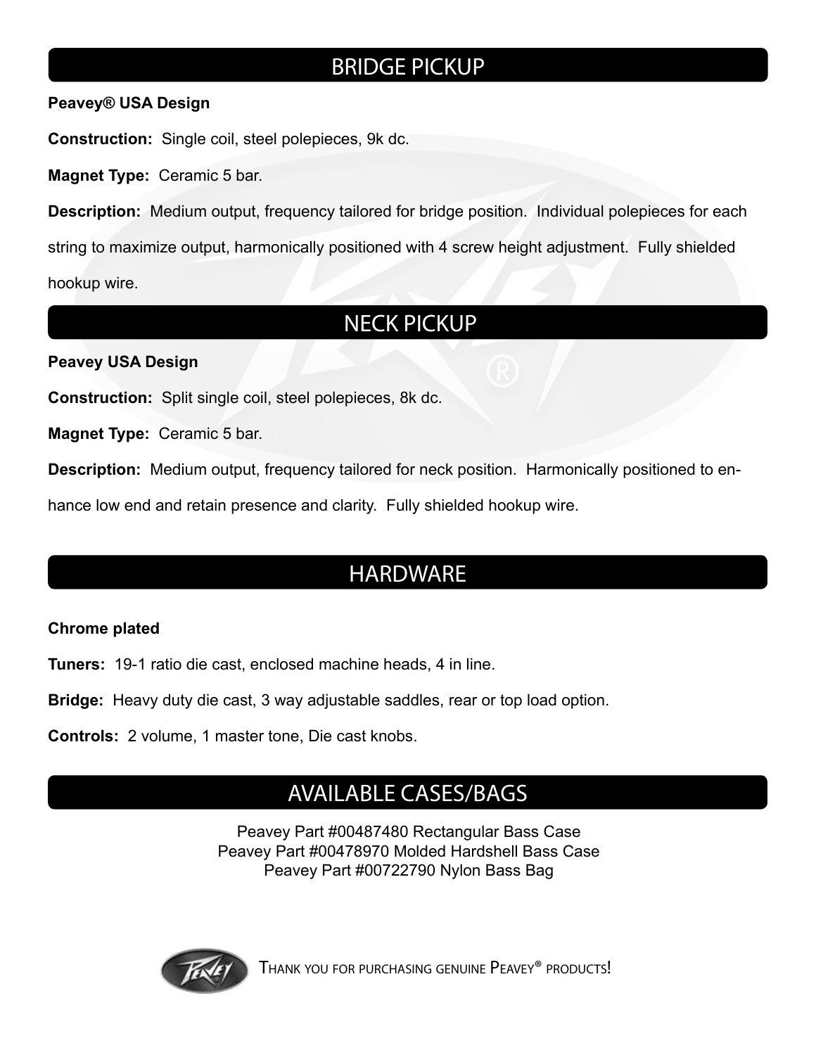## BRIDGE PICKUP

**Peavey® USA Design**

**Construction:** Single coil, steel polepieces, 9k dc.

**Magnet Type:** Ceramic 5 bar.

**Description:** Medium output, frequency tailored for bridge position. Individual polepieces for each string to maximize output, harmonically positioned with 4 screw height adjustment. Fully shielded hookup wire.

## NECK PICKUP

**Peavey USA Design**

**Construction:** Split single coil, steel polepieces, 8k dc.

**Magnet Type:** Ceramic 5 bar.

**Description:** Medium output, frequency tailored for neck position. Harmonically positioned to enhance low end and retain presence and clarity. Fully shielded hookup wire.

## HARDWARE

**Chrome plated**

**Tuners:** 19-1 ratio die cast, enclosed machine heads, 4 in line.

**Bridge:** Heavy duty die cast, 3 way adjustable saddles, rear or top load option.

**Controls:** 2 volume, 1 master tone, Die cast knobs.

## AVAILABLE CASES/BAGS

Peavey Part #00487480 Rectangular Bass Case
Peavey Part #00478970 Molded Hardshell Bass Case
Peavey Part #00722790 Nylon Bass Bag

THANK YOU FOR PURCHASING GENUINE PEAVEY® PRODUCTS!